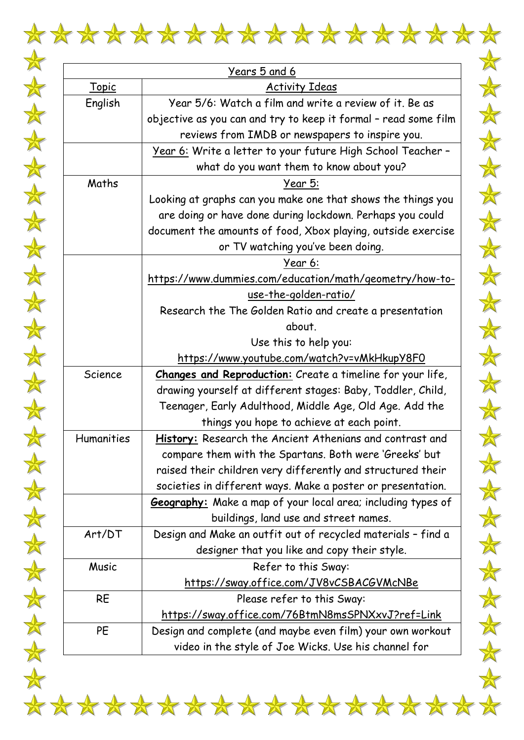| Years 5 and 6 | |
|---|---|
| Topic | Activity Ideas |
| English | Year 5/6: Watch a film and write a review of it. Be as objective as you can and try to keep it formal – read some film reviews from IMDB or newspapers to inspire you. |
| | Year 6: Write a letter to your future High School Teacher – what do you want them to know about you? |
| Maths | Year 5: Looking at graphs can you make one that shows the things you are doing or have done during lockdown. Perhaps you could document the amounts of food, Xbox playing, outside exercise or TV watching you've been doing. |
| | Year 6: https://www.dummies.com/education/math/geometry/how-to-use-the-golden-ratio/ Research the The Golden Ratio and create a presentation about. Use this to help you: https://www.youtube.com/watch?v=vMkHkupY8F0 |
| Science | **Changes and Reproduction:** Create a timeline for your life, drawing yourself at different stages: Baby, Toddler, Child, Teenager, Early Adulthood, Middle Age, Old Age. Add the things you hope to achieve at each point. |
| Humanities | **History:** Research the Ancient Athenians and contrast and compare them with the Spartans. Both were 'Greeks' but raised their children very differently and structured their societies in different ways. Make a poster or presentation. |
| | **Geography:** Make a map of your local area; including types of buildings, land use and street names. |
| Art/DT | Design and Make an outfit out of recycled materials – find a designer that you like and copy their style. |
| Music | Refer to this Sway: https://sway.office.com/JV8vCSBACGVMcNBe |
| RE | Please refer to this Sway: https://sway.office.com/76BtmN8msSPNXxvJ?ref=Link |
| PE | Design and complete (and maybe even film) your own workout video in the style of Joe Wicks. Use his channel for |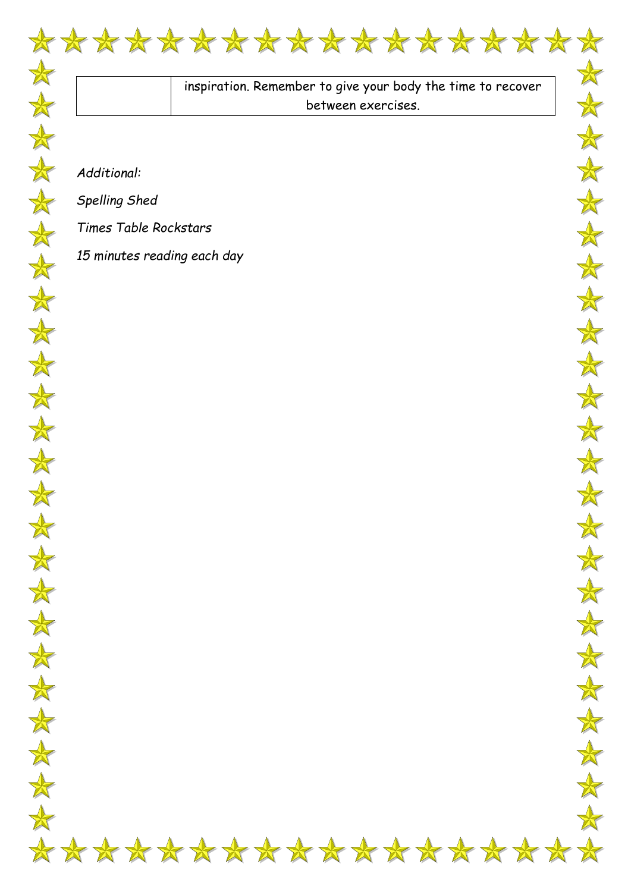| | |
|---|---|
| | inspiration. Remember to give your body the time to recover between exercises. |

*Additional:*

*Spelling Shed*

*Times Table Rockstars*

*15 minutes reading each day*